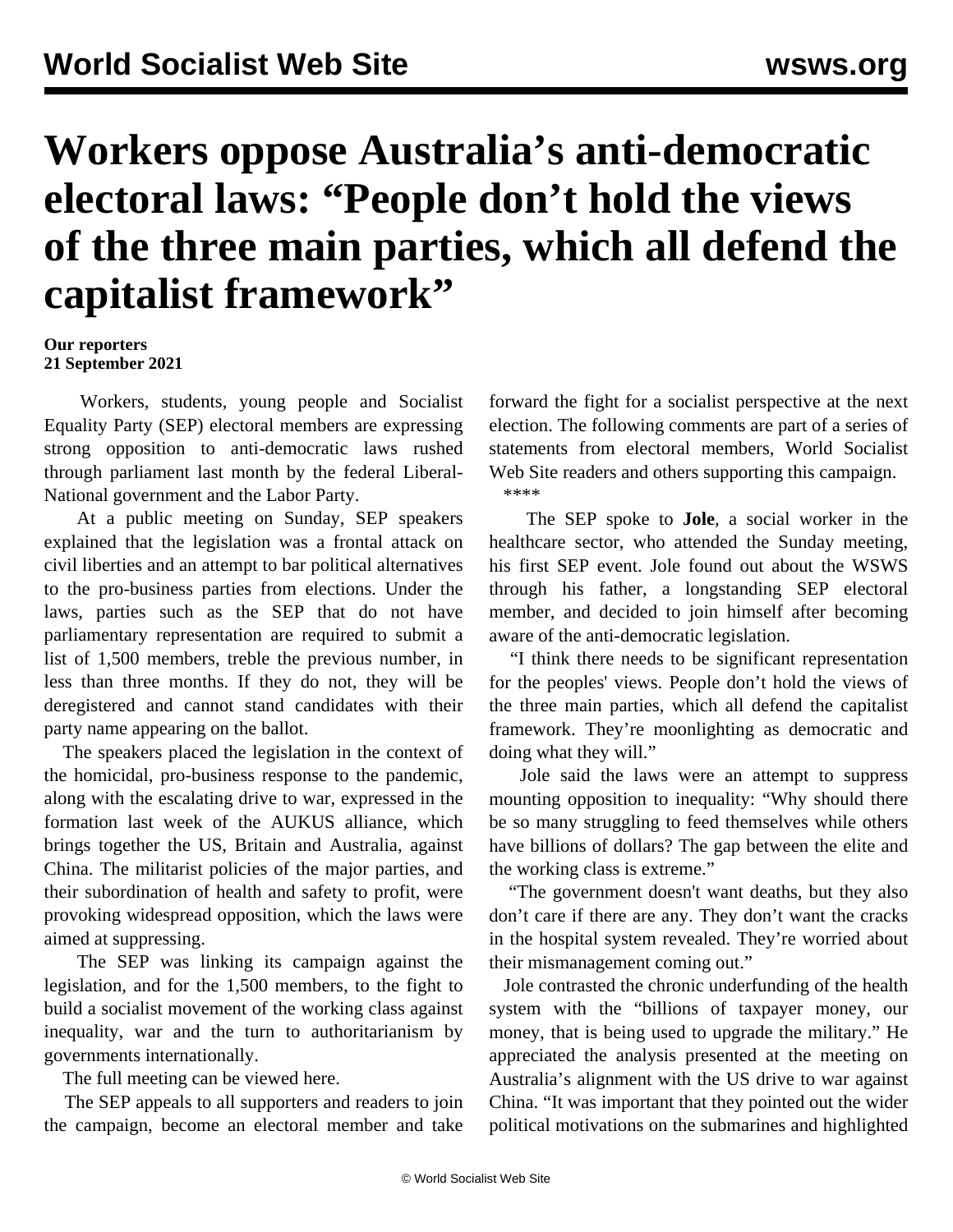# Workers oppose Australia's anti-democratic electoral laws: "People don't hold the views of the three main parties, which all defend the capitalist framework"

**Our reporters**
**21 September 2021**

Workers, students, young people and Socialist Equality Party (SEP) electoral members are expressing strong opposition to anti-democratic laws rushed through parliament last month by the federal Liberal-National government and the Labor Party.

At a public meeting on Sunday, SEP speakers explained that the legislation was a frontal attack on civil liberties and an attempt to bar political alternatives to the pro-business parties from elections. Under the laws, parties such as the SEP that do not have parliamentary representation are required to submit a list of 1,500 members, treble the previous number, in less than three months. If they do not, they will be deregistered and cannot stand candidates with their party name appearing on the ballot.

The speakers placed the legislation in the context of the homicidal, pro-business response to the pandemic, along with the escalating drive to war, expressed in the formation last week of the AUKUS alliance, which brings together the US, Britain and Australia, against China. The militarist policies of the major parties, and their subordination of health and safety to profit, were provoking widespread opposition, which the laws were aimed at suppressing.

The SEP was linking its campaign against the legislation, and for the 1,500 members, to the fight to build a socialist movement of the working class against inequality, war and the turn to authoritarianism by governments internationally.

The full meeting can be viewed here.

The SEP appeals to all supporters and readers to join the campaign, become an electoral member and take forward the fight for a socialist perspective at the next election. The following comments are part of a series of statements from electoral members, World Socialist Web Site readers and others supporting this campaign.

****

The SEP spoke to **Jole**, a social worker in the healthcare sector, who attended the Sunday meeting, his first SEP event. Jole found out about the WSWS through his father, a longstanding SEP electoral member, and decided to join himself after becoming aware of the anti-democratic legislation.

"I think there needs to be significant representation for the peoples' views. People don't hold the views of the three main parties, which all defend the capitalist framework. They're moonlighting as democratic and doing what they will."

Jole said the laws were an attempt to suppress mounting opposition to inequality: "Why should there be so many struggling to feed themselves while others have billions of dollars? The gap between the elite and the working class is extreme."

"The government doesn't want deaths, but they also don't care if there are any. They don't want the cracks in the hospital system revealed. They're worried about their mismanagement coming out."

Jole contrasted the chronic underfunding of the health system with the "billions of taxpayer money, our money, that is being used to upgrade the military." He appreciated the analysis presented at the meeting on Australia's alignment with the US drive to war against China. "It was important that they pointed out the wider political motivations on the submarines and highlighted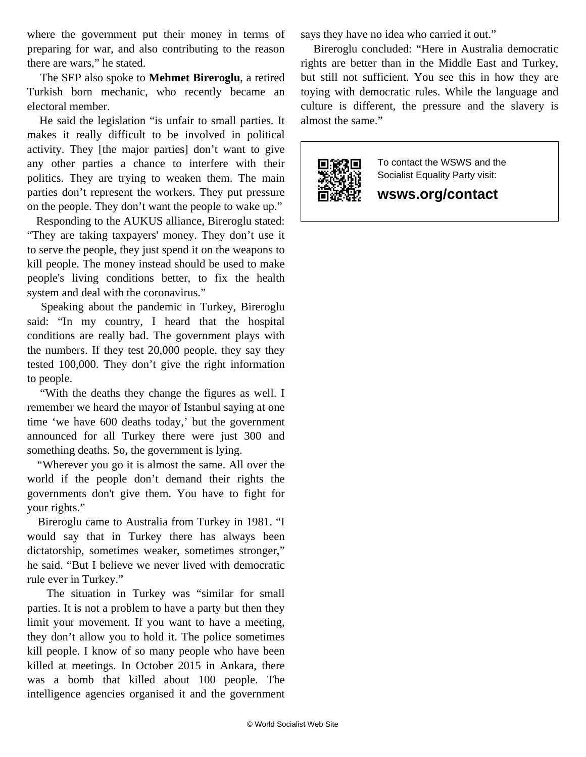where the government put their money in terms of preparing for war, and also contributing to the reason there are wars," he stated.

The SEP also spoke to **Mehmet Bireroglu**, a retired Turkish born mechanic, who recently became an electoral member.

He said the legislation "is unfair to small parties. It makes it really difficult to be involved in political activity. They [the major parties] don't want to give any other parties a chance to interfere with their politics. They are trying to weaken them. The main parties don't represent the workers. They put pressure on the people. They don't want the people to wake up."

Responding to the AUKUS alliance, Bireroglu stated: "They are taking taxpayers' money. They don't use it to serve the people, they just spend it on the weapons to kill people. The money instead should be used to make people's living conditions better, to fix the health system and deal with the coronavirus."

Speaking about the pandemic in Turkey, Bireroglu said: "In my country, I heard that the hospital conditions are really bad. The government plays with the numbers. If they test 20,000 people, they say they tested 100,000. They don't give the right information to people.

"With the deaths they change the figures as well. I remember we heard the mayor of Istanbul saying at one time 'we have 600 deaths today,' but the government announced for all Turkey there were just 300 and something deaths. So, the government is lying.

"Wherever you go it is almost the same. All over the world if the people don't demand their rights the governments don't give them. You have to fight for your rights."

Bireroglu came to Australia from Turkey in 1981. "I would say that in Turkey there has always been dictatorship, sometimes weaker, sometimes stronger," he said. "But I believe we never lived with democratic rule ever in Turkey."

The situation in Turkey was "similar for small parties. It is not a problem to have a party but then they limit your movement. If you want to have a meeting, they don't allow you to hold it. The police sometimes kill people. I know of so many people who have been killed at meetings. In October 2015 in Ankara, there was a bomb that killed about 100 people. The intelligence agencies organised it and the government says they have no idea who carried it out."

Bireroglu concluded: "Here in Australia democratic rights are better than in the Middle East and Turkey, but still not sufficient. You see this in how they are toying with democratic rules. While the language and culture is different, the pressure and the slavery is almost the same."

To contact the WSWS and the Socialist Equality Party visit:

**wsws.org/contact**